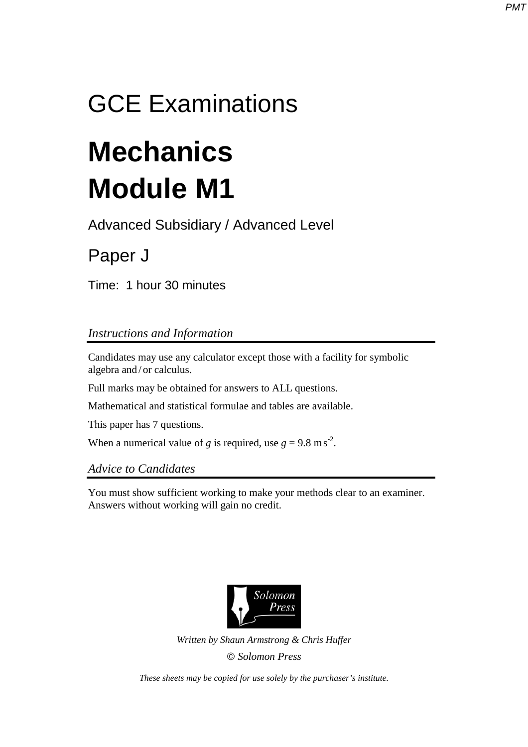# GCE Examinations

# Mechanics
# Module M1

Advanced Subsidiary / Advanced Level

## Paper J

Time: 1 hour 30 minutes

*Instructions and Information*

Candidates may use any calculator except those with a facility for symbolic algebra and / or calculus.

Full marks may be obtained for answers to ALL questions.

Mathematical and statistical formulae and tables are available.

This paper has 7 questions.

When a numerical value of $g$ is required, use $g = 9.8 \text{ m s}^{-2}$.

*Advice to Candidates*

You must show sufficient working to make your methods clear to an examiner. Answers without working will gain no credit.

Solomon Press

*Written by Shaun Armstrong & Chris Huffer*

© *Solomon Press*

*These sheets may be copied for use solely by the purchaser's institute.*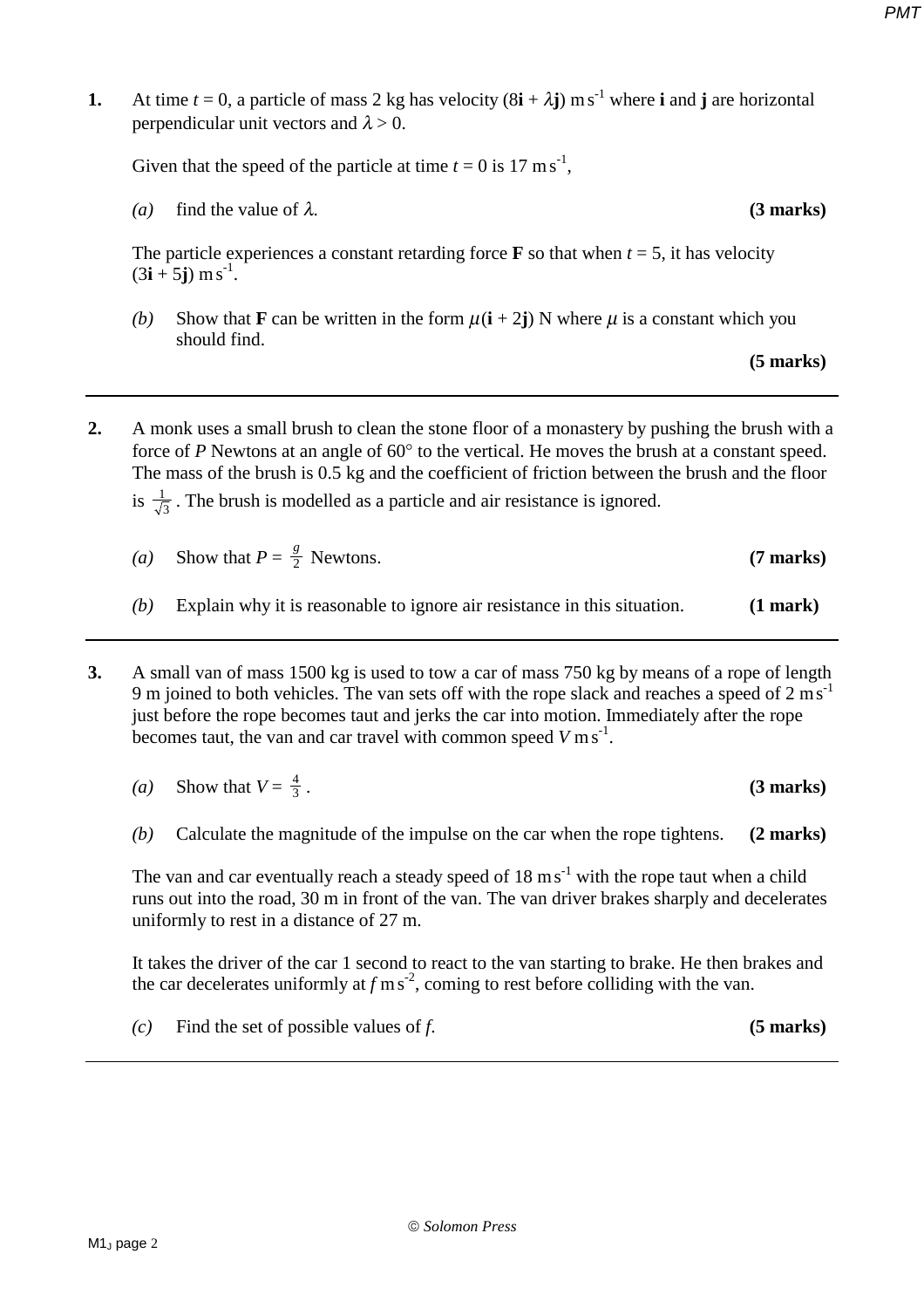**1.** At time $t = 0$, a particle of mass 2 kg has velocity $(8\mathbf{i} + \lambda\mathbf{j})$ m s$^{-1}$ where **i** and **j** are horizontal perpendicular unit vectors and $\lambda > 0$.

Given that the speed of the particle at time $t = 0$ is 17 m s$^{-1}$,

*(a)* find the value of $\lambda$. **(3 marks)**

The particle experiences a constant retarding force **F** so that when $t = 5$, it has velocity $(3\mathbf{i} + 5\mathbf{j})$ m s$^{-1}$.

*(b)* Show that **F** can be written in the form $\mu(\mathbf{i} + 2\mathbf{j})$ N where $\mu$ is a constant which you should find. **(5 marks)**

---

**2.** A monk uses a small brush to clean the stone floor of a monastery by pushing the brush with a force of $P$ Newtons at an angle of 60° to the vertical. He moves the brush at a constant speed. The mass of the brush is 0.5 kg and the coefficient of friction between the brush and the floor is $\frac{1}{\sqrt{3}}$. The brush is modelled as a particle and air resistance is ignored.

*(a)* Show that $P = \frac{g}{2}$ Newtons. **(7 marks)**

*(b)* Explain why it is reasonable to ignore air resistance in this situation. **(1 mark)**

---

**3.** A small van of mass 1500 kg is used to tow a car of mass 750 kg by means of a rope of length 9 m joined to both vehicles. The van sets off with the rope slack and reaches a speed of 2 m s$^{-1}$ just before the rope becomes taut and jerks the car into motion. Immediately after the rope becomes taut, the van and car travel with common speed $V$ m s$^{-1}$.

*(a)* Show that $V = \frac{4}{3}$. **(3 marks)**

*(b)* Calculate the magnitude of the impulse on the car when the rope tightens. **(2 marks)**

The van and car eventually reach a steady speed of 18 m s$^{-1}$ with the rope taut when a child runs out into the road, 30 m in front of the van. The van driver brakes sharply and decelerates uniformly to rest in a distance of 27 m.

It takes the driver of the car 1 second to react to the van starting to brake. He then brakes and the car decelerates uniformly at $f$ m s$^{-2}$, coming to rest before colliding with the van.

*(c)* Find the set of possible values of $f$. **(5 marks)**

---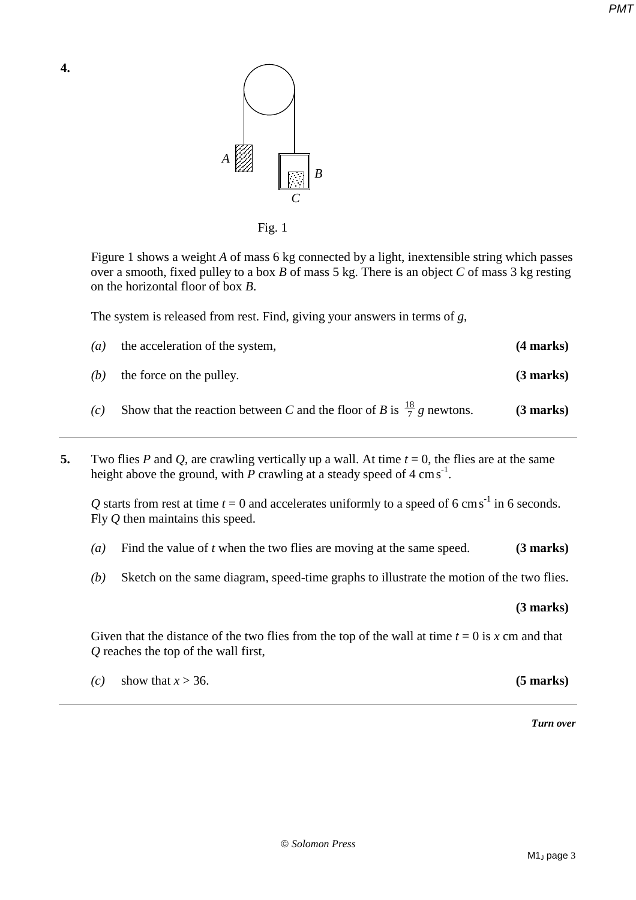**4.**

Fig. 1

Figure 1 shows a weight $A$ of mass 6 kg connected by a light, inextensible string which passes over a smooth, fixed pulley to a box $B$ of mass 5 kg. There is an object $C$ of mass 3 kg resting on the horizontal floor of box $B$.

The system is released from rest. Find, giving your answers in terms of $g$,

*(a)* the acceleration of the system, **(4 marks)**

*(b)* the force on the pulley. **(3 marks)**

*(c)* Show that the reaction between $C$ and the floor of $B$ is $\frac{18}{7}g$ newtons. **(3 marks)**

---

**5.** Two flies $P$ and $Q$, are crawling vertically up a wall. At time $t = 0$, the flies are at the same height above the ground, with $P$ crawling at a steady speed of 4 cm s$^{-1}$.

$Q$ starts from rest at time $t = 0$ and accelerates uniformly to a speed of 6 cm s$^{-1}$ in 6 seconds. Fly $Q$ then maintains this speed.

*(a)* Find the value of $t$ when the two flies are moving at the same speed. **(3 marks)**

*(b)* Sketch on the same diagram, speed-time graphs to illustrate the motion of the two flies. **(3 marks)**

Given that the distance of the two flies from the top of the wall at time $t = 0$ is $x$ cm and that $Q$ reaches the top of the wall first,

*(c)* show that $x > 36$. **(5 marks)**

---

*Turn over*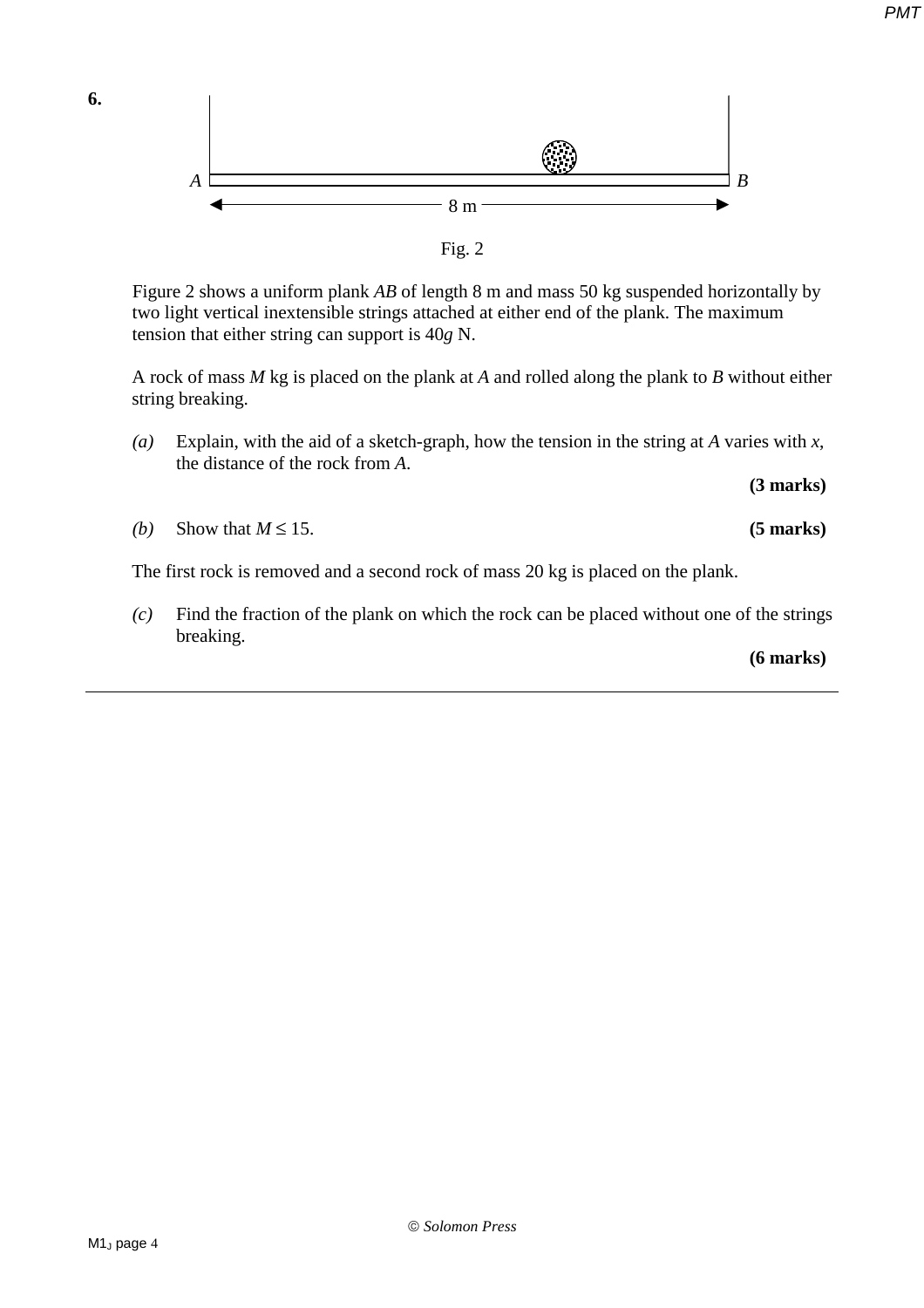**6.**

Fig. 2

Figure 2 shows a uniform plank $AB$ of length 8 m and mass 50 kg suspended horizontally by two light vertical inextensible strings attached at either end of the plank. The maximum tension that either string can support is $40g$ N.

A rock of mass $M$ kg is placed on the plank at $A$ and rolled along the plank to $B$ without either string breaking.

*(a)* Explain, with the aid of a sketch-graph, how the tension in the string at $A$ varies with $x$, the distance of the rock from $A$.

**(3 marks)**

*(b)* Show that $M \leq 15$. **(5 marks)**

The first rock is removed and a second rock of mass 20 kg is placed on the plank.

*(c)* Find the fraction of the plank on which the rock can be placed without one of the strings breaking.

**(6 marks)**

---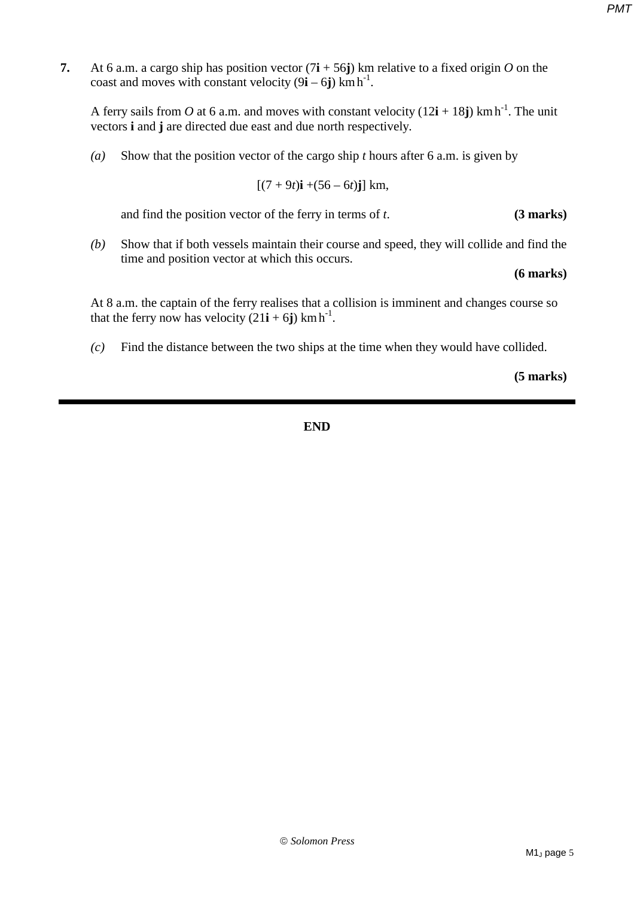**7.** At 6 a.m. a cargo ship has position vector $(7\mathbf{i} + 56\mathbf{j})$ km relative to a fixed origin $O$ on the coast and moves with constant velocity $(9\mathbf{i} - 6\mathbf{j})$ km h$^{-1}$.

A ferry sails from $O$ at 6 a.m. and moves with constant velocity $(12\mathbf{i} + 18\mathbf{j})$ km h$^{-1}$. The unit vectors $\mathbf{i}$ and $\mathbf{j}$ are directed due east and due north respectively.

*(a)* Show that the position vector of the cargo ship $t$ hours after 6 a.m. is given by

$$[(7 + 9t)\mathbf{i} + (56 - 6t)\mathbf{j}] \text{ km},$$

and find the position vector of the ferry in terms of $t$. **(3 marks)**

*(b)* Show that if both vessels maintain their course and speed, they will collide and find the time and position vector at which this occurs. **(6 marks)**

At 8 a.m. the captain of the ferry realises that a collision is imminent and changes course so that the ferry now has velocity $(21\mathbf{i} + 6\mathbf{j})$ km h$^{-1}$.

*(c)* Find the distance between the two ships at the time when they would have collided. **(5 marks)**

---

**END**

*© Solomon Press*